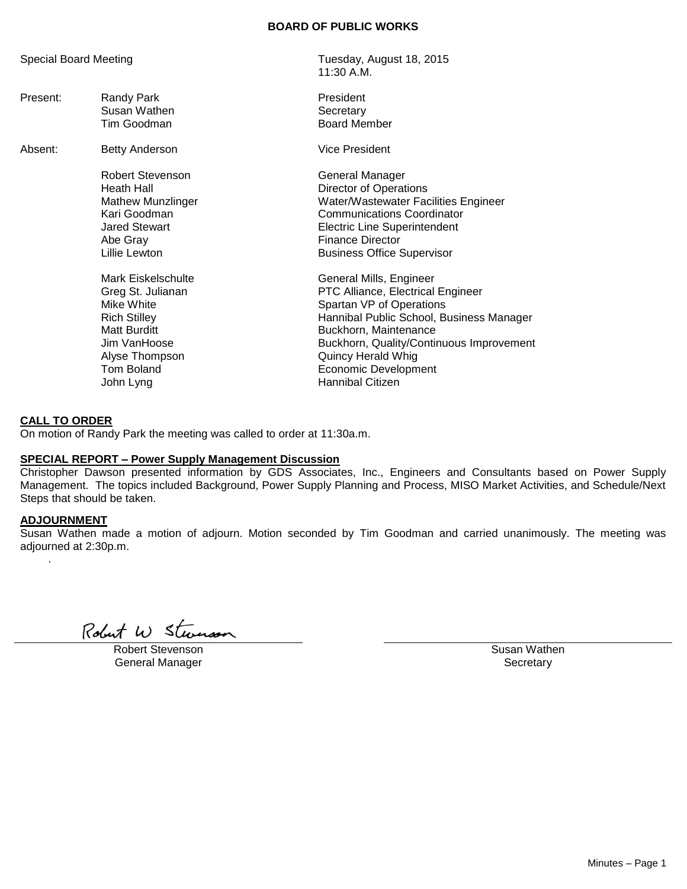# BOARD OF PUBLIC WORKS

| Special Board Meeting | | Tuesday, August 18, 2015<br>11:30 A.M. |
|---|---|---|
| Present: | Randy Park | President |
| | Susan Wathen | Secretary |
| | Tim Goodman | Board Member |
| Absent: | Betty Anderson | Vice President |
| | Robert Stevenson | General Manager |
| | Heath Hall | Director of Operations |
| | Mathew Munzlinger | Water/Wastewater Facilities Engineer |
| | Kari Goodman | Communications Coordinator |
| | Jared Stewart | Electric Line Superintendent |
| | Abe Gray | Finance Director |
| | Lillie Lewton | Business Office Supervisor |
| | Mark Eiskelschulte | General Mills, Engineer |
| | Greg St. Julianan | PTC Alliance, Electrical Engineer |
| | Mike White | Spartan VP of Operations |
| | Rich Stilley | Hannibal Public School, Business Manager |
| | Matt Burditt | Buckhorn, Maintenance |
| | Jim VanHoose | Buckhorn, Quality/Continuous Improvement |
| | Alyse Thompson | Quincy Herald Whig |
| | Tom Boland | Economic Development |
| | John Lyng | Hannibal Citizen |

**CALL TO ORDER**

On motion of Randy Park the meeting was called to order at 11:30a.m.

**SPECIAL REPORT – Power Supply Management Discussion**

Christopher Dawson presented information by GDS Associates, Inc., Engineers and Consultants based on Power Supply Management. The topics included Background, Power Supply Planning and Process, MISO Market Activities, and Schedule/Next Steps that should be taken.

**ADJOURNMENT**

Susan Wathen made a motion of adjourn. Motion seconded by Tim Goodman and carried unanimously. The meeting was adjourned at 2:30p.m.

.

Robert W Stevenson

Robert Stevenson
General Manager

Susan Wathen
Secretary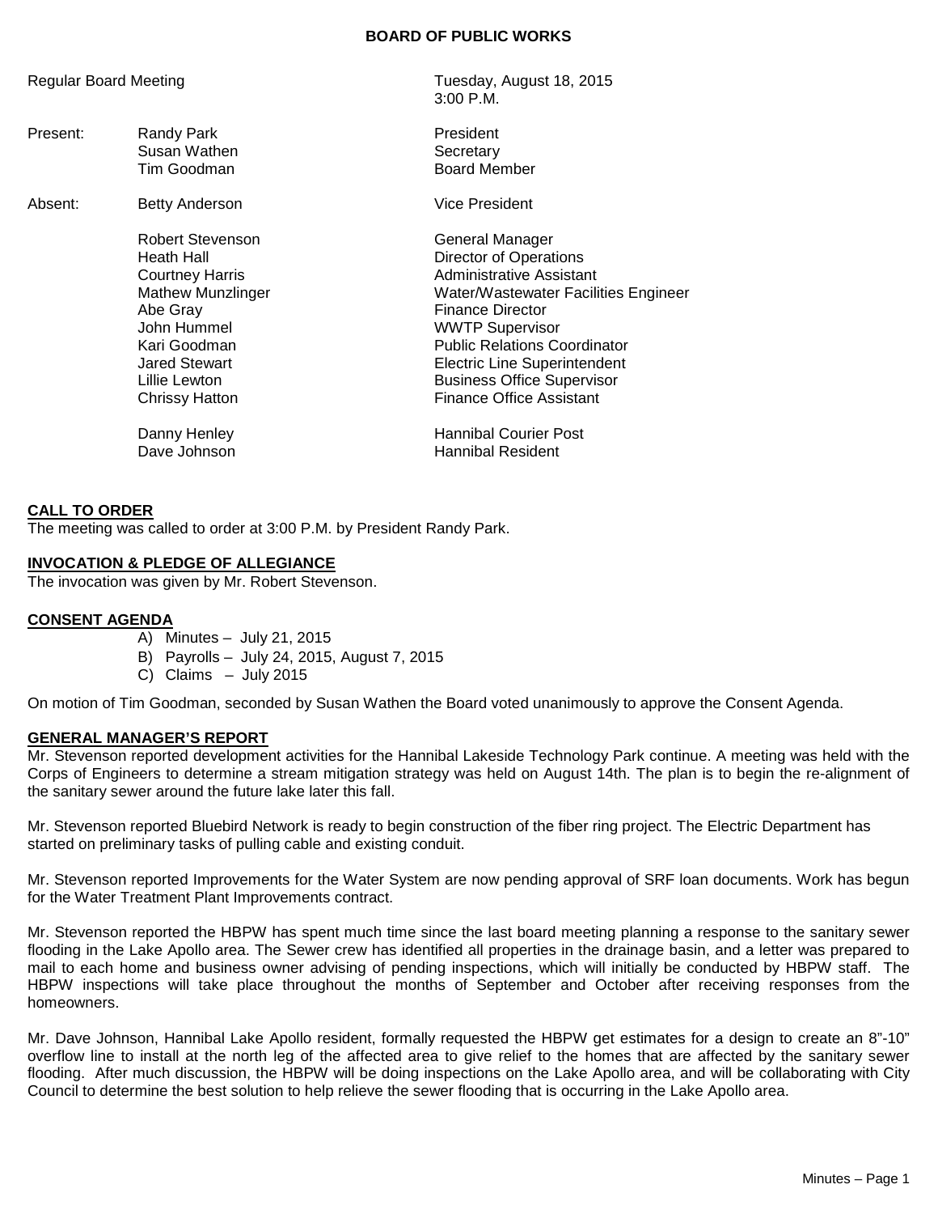**BOARD OF PUBLIC WORKS**

| | | |
|---|---|---|
| Regular Board Meeting | | Tuesday, August 18, 2015<br>3:00 P.M. |
| Present: | Randy Park | President |
| | Susan Wathen | Secretary |
| | Tim Goodman | Board Member |
| Absent: | Betty Anderson | Vice President |
| | Robert Stevenson | General Manager |
| | Heath Hall | Director of Operations |
| | Courtney Harris | Administrative Assistant |
| | Mathew Munzlinger | Water/Wastewater Facilities Engineer |
| | Abe Gray | Finance Director |
| | John Hummel | WWTP Supervisor |
| | Kari Goodman | Public Relations Coordinator |
| | Jared Stewart | Electric Line Superintendent |
| | Lillie Lewton | Business Office Supervisor |
| | Chrissy Hatton | Finance Office Assistant |
| | Danny Henley | Hannibal Courier Post |
| | Dave Johnson | Hannibal Resident |

**CALL TO ORDER**

The meeting was called to order at 3:00 P.M. by President Randy Park.

**INVOCATION & PLEDGE OF ALLEGIANCE**

The invocation was given by Mr. Robert Stevenson.

**CONSENT AGENDA**

A) Minutes – July 21, 2015
B) Payrolls – July 24, 2015, August 7, 2015
C) Claims – July 2015

On motion of Tim Goodman, seconded by Susan Wathen the Board voted unanimously to approve the Consent Agenda.

**GENERAL MANAGER'S REPORT**

Mr. Stevenson reported development activities for the Hannibal Lakeside Technology Park continue. A meeting was held with the Corps of Engineers to determine a stream mitigation strategy was held on August 14th. The plan is to begin the re-alignment of the sanitary sewer around the future lake later this fall.

Mr. Stevenson reported Bluebird Network is ready to begin construction of the fiber ring project. The Electric Department has started on preliminary tasks of pulling cable and existing conduit.

Mr. Stevenson reported Improvements for the Water System are now pending approval of SRF loan documents. Work has begun for the Water Treatment Plant Improvements contract.

Mr. Stevenson reported the HBPW has spent much time since the last board meeting planning a response to the sanitary sewer flooding in the Lake Apollo area. The Sewer crew has identified all properties in the drainage basin, and a letter was prepared to mail to each home and business owner advising of pending inspections, which will initially be conducted by HBPW staff. The HBPW inspections will take place throughout the months of September and October after receiving responses from the homeowners.

Mr. Dave Johnson, Hannibal Lake Apollo resident, formally requested the HBPW get estimates for a design to create an 8"-10" overflow line to install at the north leg of the affected area to give relief to the homes that are affected by the sanitary sewer flooding. After much discussion, the HBPW will be doing inspections on the Lake Apollo area, and will be collaborating with City Council to determine the best solution to help relieve the sewer flooding that is occurring in the Lake Apollo area.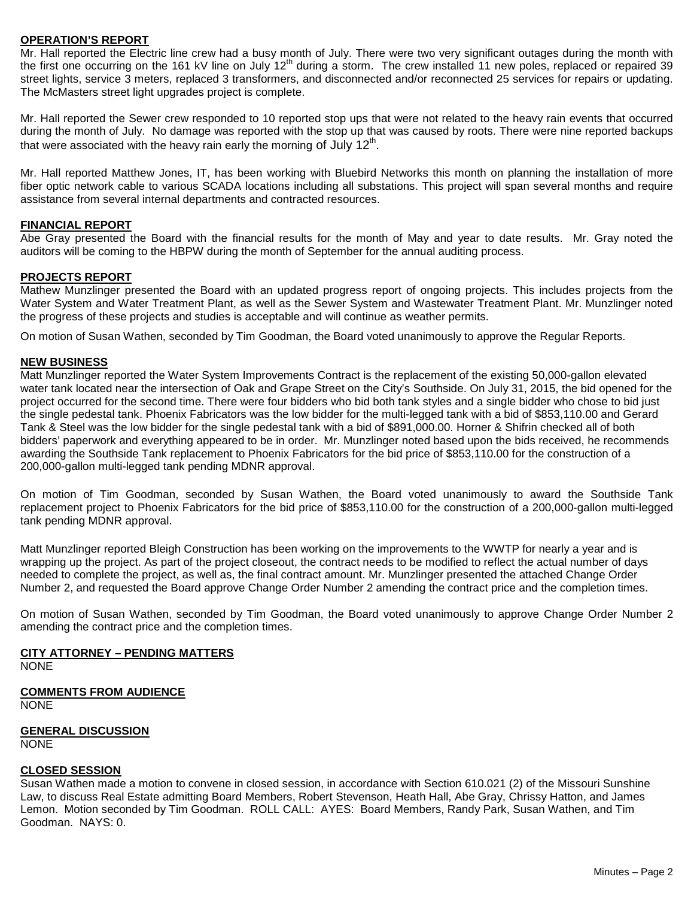**OPERATION'S REPORT**

Mr. Hall reported the Electric line crew had a busy month of July. There were two very significant outages during the month with the first one occurring on the 161 kV line on July 12th during a storm. The crew installed 11 new poles, replaced or repaired 39 street lights, service 3 meters, replaced 3 transformers, and disconnected and/or reconnected 25 services for repairs or updating. The McMasters street light upgrades project is complete.

Mr. Hall reported the Sewer crew responded to 10 reported stop ups that were not related to the heavy rain events that occurred during the month of July. No damage was reported with the stop up that was caused by roots. There were nine reported backups that were associated with the heavy rain early the morning of July 12th.

Mr. Hall reported Matthew Jones, IT, has been working with Bluebird Networks this month on planning the installation of more fiber optic network cable to various SCADA locations including all substations. This project will span several months and require assistance from several internal departments and contracted resources.

**FINANCIAL REPORT**

Abe Gray presented the Board with the financial results for the month of May and year to date results. Mr. Gray noted the auditors will be coming to the HBPW during the month of September for the annual auditing process.

**PROJECTS REPORT**

Mathew Munzlinger presented the Board with an updated progress report of ongoing projects. This includes projects from the Water System and Water Treatment Plant, as well as the Sewer System and Wastewater Treatment Plant. Mr. Munzlinger noted the progress of these projects and studies is acceptable and will continue as weather permits.

On motion of Susan Wathen, seconded by Tim Goodman, the Board voted unanimously to approve the Regular Reports.

**NEW BUSINESS**

Matt Munzlinger reported the Water System Improvements Contract is the replacement of the existing 50,000-gallon elevated water tank located near the intersection of Oak and Grape Street on the City's Southside. On July 31, 2015, the bid opened for the project occurred for the second time. There were four bidders who bid both tank styles and a single bidder who chose to bid just the single pedestal tank. Phoenix Fabricators was the low bidder for the multi-legged tank with a bid of $853,110.00 and Gerard Tank & Steel was the low bidder for the single pedestal tank with a bid of $891,000.00. Horner & Shifrin checked all of both bidders' paperwork and everything appeared to be in order. Mr. Munzlinger noted based upon the bids received, he recommends awarding the Southside Tank replacement to Phoenix Fabricators for the bid price of $853,110.00 for the construction of a 200,000-gallon multi-legged tank pending MDNR approval.

On motion of Tim Goodman, seconded by Susan Wathen, the Board voted unanimously to award the Southside Tank replacement project to Phoenix Fabricators for the bid price of $853,110.00 for the construction of a 200,000-gallon multi-legged tank pending MDNR approval.

Matt Munzlinger reported Bleigh Construction has been working on the improvements to the WWTP for nearly a year and is wrapping up the project. As part of the project closeout, the contract needs to be modified to reflect the actual number of days needed to complete the project, as well as, the final contract amount. Mr. Munzlinger presented the attached Change Order Number 2, and requested the Board approve Change Order Number 2 amending the contract price and the completion times.

On motion of Susan Wathen, seconded by Tim Goodman, the Board voted unanimously to approve Change Order Number 2 amending the contract price and the completion times.

**CITY ATTORNEY – PENDING MATTERS**

NONE

**COMMENTS FROM AUDIENCE**

NONE

**GENERAL DISCUSSION**

NONE

**CLOSED SESSION**

Susan Wathen made a motion to convene in closed session, in accordance with Section 610.021 (2) of the Missouri Sunshine Law, to discuss Real Estate admitting Board Members, Robert Stevenson, Heath Hall, Abe Gray, Chrissy Hatton, and James Lemon. Motion seconded by Tim Goodman. ROLL CALL: AYES: Board Members, Randy Park, Susan Wathen, and Tim Goodman. NAYS: 0.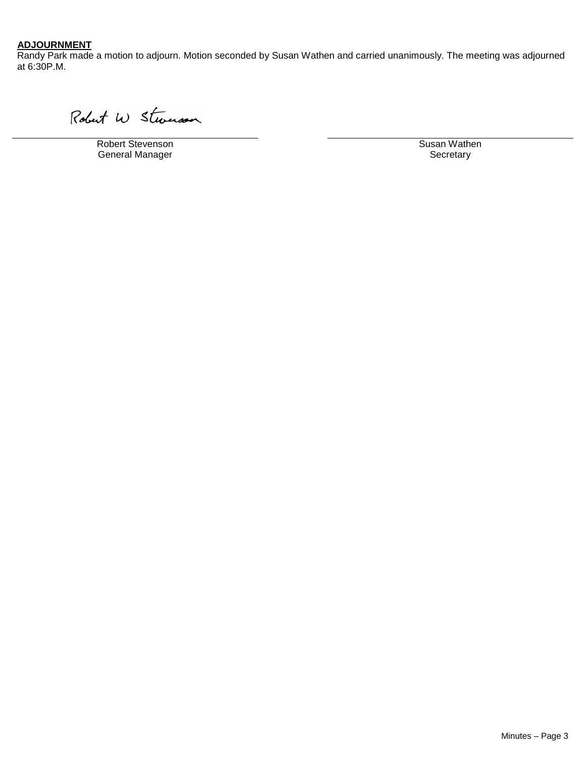**ADJOURNMENT**

Randy Park made a motion to adjourn. Motion seconded by Susan Wathen and carried unanimously. The meeting was adjourned at 6:30P.M.

Robert W Stevenson

| | |
|---|---|
| Robert Stevenson<br>General Manager | Susan Wathen<br>Secretary |